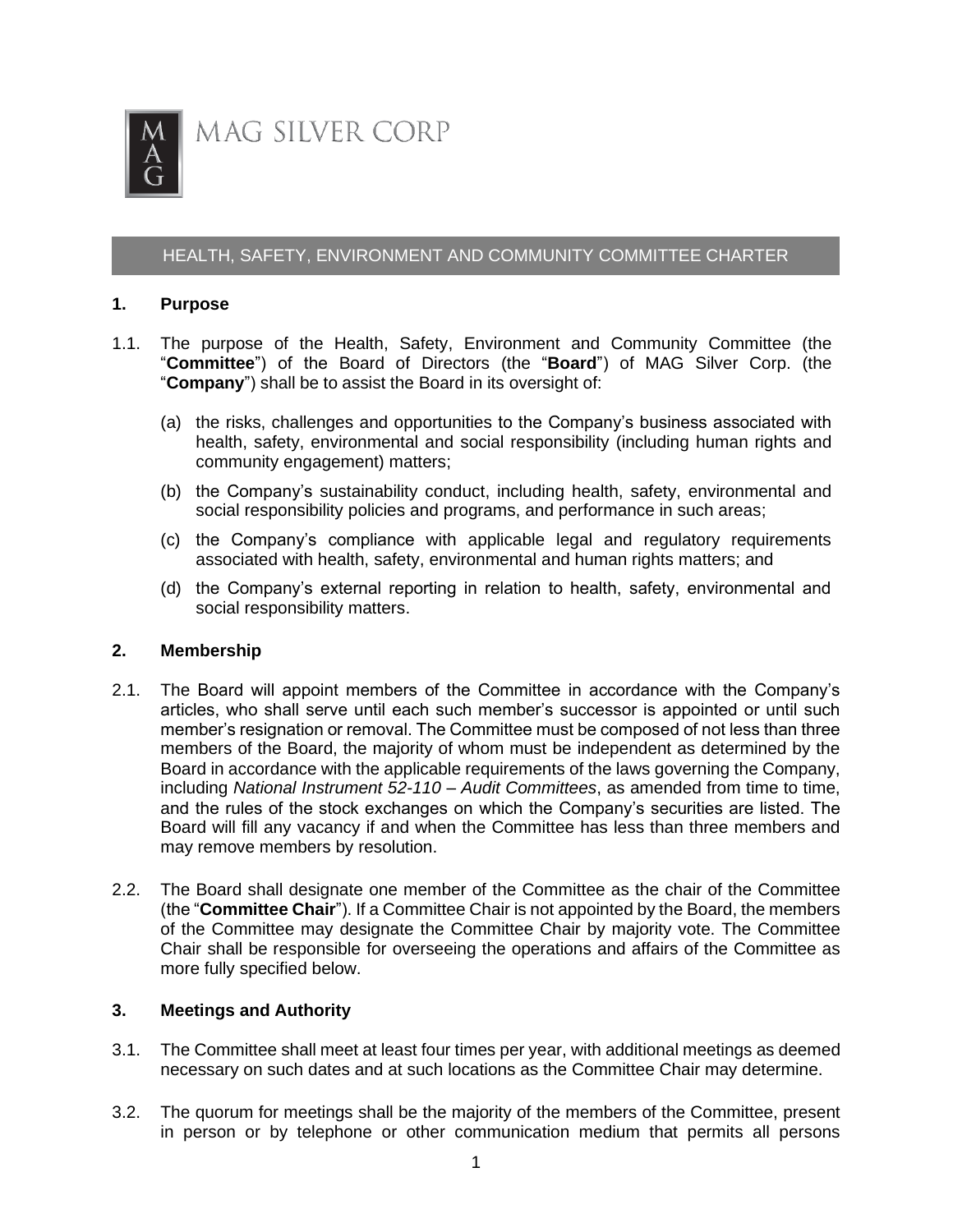MAG SILVER CORP

# HEALTH, SAFETY, ENVIRONMENT AND COMMUNITY COMMITTEE CHARTER

## 1. Purpose

1.1. The purpose of the Health, Safety, Environment and Community Committee (the "**Committee**") of the Board of Directors (the "**Board**") of MAG Silver Corp. (the "**Company**") shall be to assist the Board in its oversight of:

(a) the risks, challenges and opportunities to the Company's business associated with health, safety, environmental and social responsibility (including human rights and community engagement) matters;

(b) the Company's sustainability conduct, including health, safety, environmental and social responsibility policies and programs, and performance in such areas;

(c) the Company's compliance with applicable legal and regulatory requirements associated with health, safety, environmental and human rights matters; and

(d) the Company's external reporting in relation to health, safety, environmental and social responsibility matters.

## 2. Membership

2.1. The Board will appoint members of the Committee in accordance with the Company's articles, who shall serve until each such member's successor is appointed or until such member's resignation or removal. The Committee must be composed of not less than three members of the Board, the majority of whom must be independent as determined by the Board in accordance with the applicable requirements of the laws governing the Company, including *National Instrument 52-110 – Audit Committees*, as amended from time to time, and the rules of the stock exchanges on which the Company's securities are listed. The Board will fill any vacancy if and when the Committee has less than three members and may remove members by resolution.

2.2. The Board shall designate one member of the Committee as the chair of the Committee (the "**Committee Chair**"). If a Committee Chair is not appointed by the Board, the members of the Committee may designate the Committee Chair by majority vote. The Committee Chair shall be responsible for overseeing the operations and affairs of the Committee as more fully specified below.

## 3. Meetings and Authority

3.1. The Committee shall meet at least four times per year, with additional meetings as deemed necessary on such dates and at such locations as the Committee Chair may determine.

3.2. The quorum for meetings shall be the majority of the members of the Committee, present in person or by telephone or other communication medium that permits all persons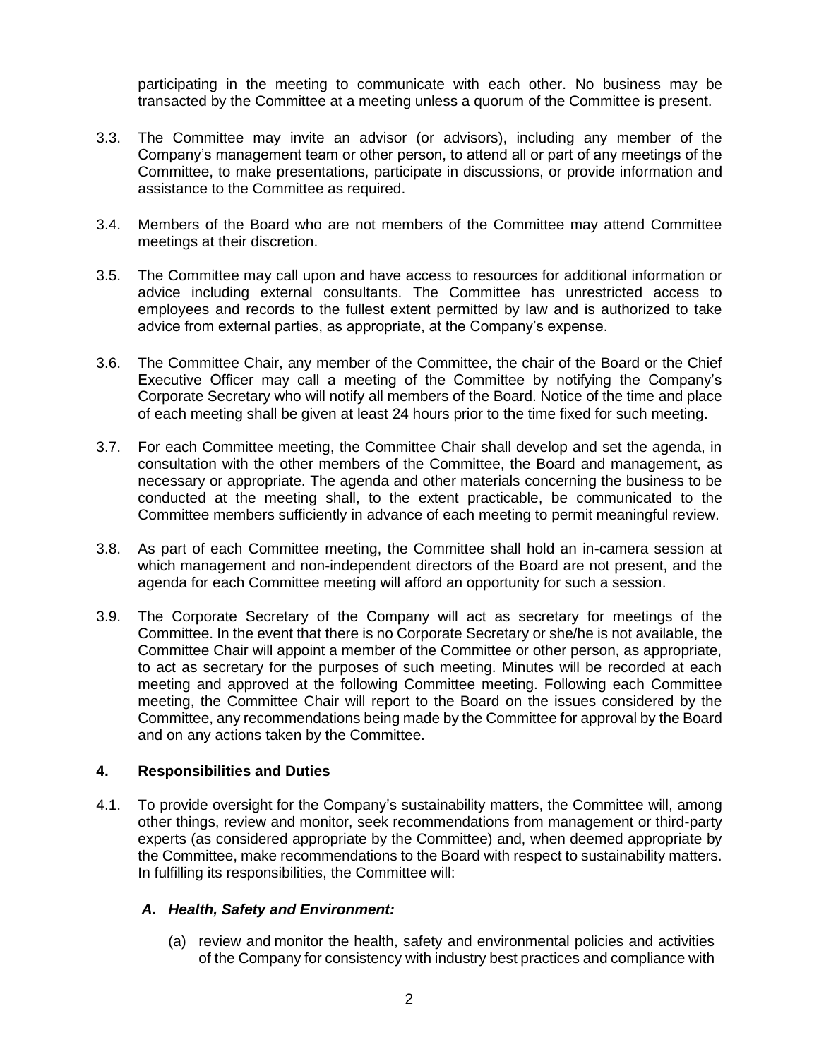participating in the meeting to communicate with each other. No business may be transacted by the Committee at a meeting unless a quorum of the Committee is present.

3.3. The Committee may invite an advisor (or advisors), including any member of the Company's management team or other person, to attend all or part of any meetings of the Committee, to make presentations, participate in discussions, or provide information and assistance to the Committee as required.

3.4. Members of the Board who are not members of the Committee may attend Committee meetings at their discretion.

3.5. The Committee may call upon and have access to resources for additional information or advice including external consultants. The Committee has unrestricted access to employees and records to the fullest extent permitted by law and is authorized to take advice from external parties, as appropriate, at the Company's expense.

3.6. The Committee Chair, any member of the Committee, the chair of the Board or the Chief Executive Officer may call a meeting of the Committee by notifying the Company's Corporate Secretary who will notify all members of the Board. Notice of the time and place of each meeting shall be given at least 24 hours prior to the time fixed for such meeting.

3.7. For each Committee meeting, the Committee Chair shall develop and set the agenda, in consultation with the other members of the Committee, the Board and management, as necessary or appropriate. The agenda and other materials concerning the business to be conducted at the meeting shall, to the extent practicable, be communicated to the Committee members sufficiently in advance of each meeting to permit meaningful review.

3.8. As part of each Committee meeting, the Committee shall hold an in-camera session at which management and non-independent directors of the Board are not present, and the agenda for each Committee meeting will afford an opportunity for such a session.

3.9. The Corporate Secretary of the Company will act as secretary for meetings of the Committee. In the event that there is no Corporate Secretary or she/he is not available, the Committee Chair will appoint a member of the Committee or other person, as appropriate, to act as secretary for the purposes of such meeting. Minutes will be recorded at each meeting and approved at the following Committee meeting. Following each Committee meeting, the Committee Chair will report to the Board on the issues considered by the Committee, any recommendations being made by the Committee for approval by the Board and on any actions taken by the Committee.

## 4. Responsibilities and Duties

4.1. To provide oversight for the Company's sustainability matters, the Committee will, among other things, review and monitor, seek recommendations from management or third-party experts (as considered appropriate by the Committee) and, when deemed appropriate by the Committee, make recommendations to the Board with respect to sustainability matters. In fulfilling its responsibilities, the Committee will:

### *A. Health, Safety and Environment:*

(a) review and monitor the health, safety and environmental policies and activities of the Company for consistency with industry best practices and compliance with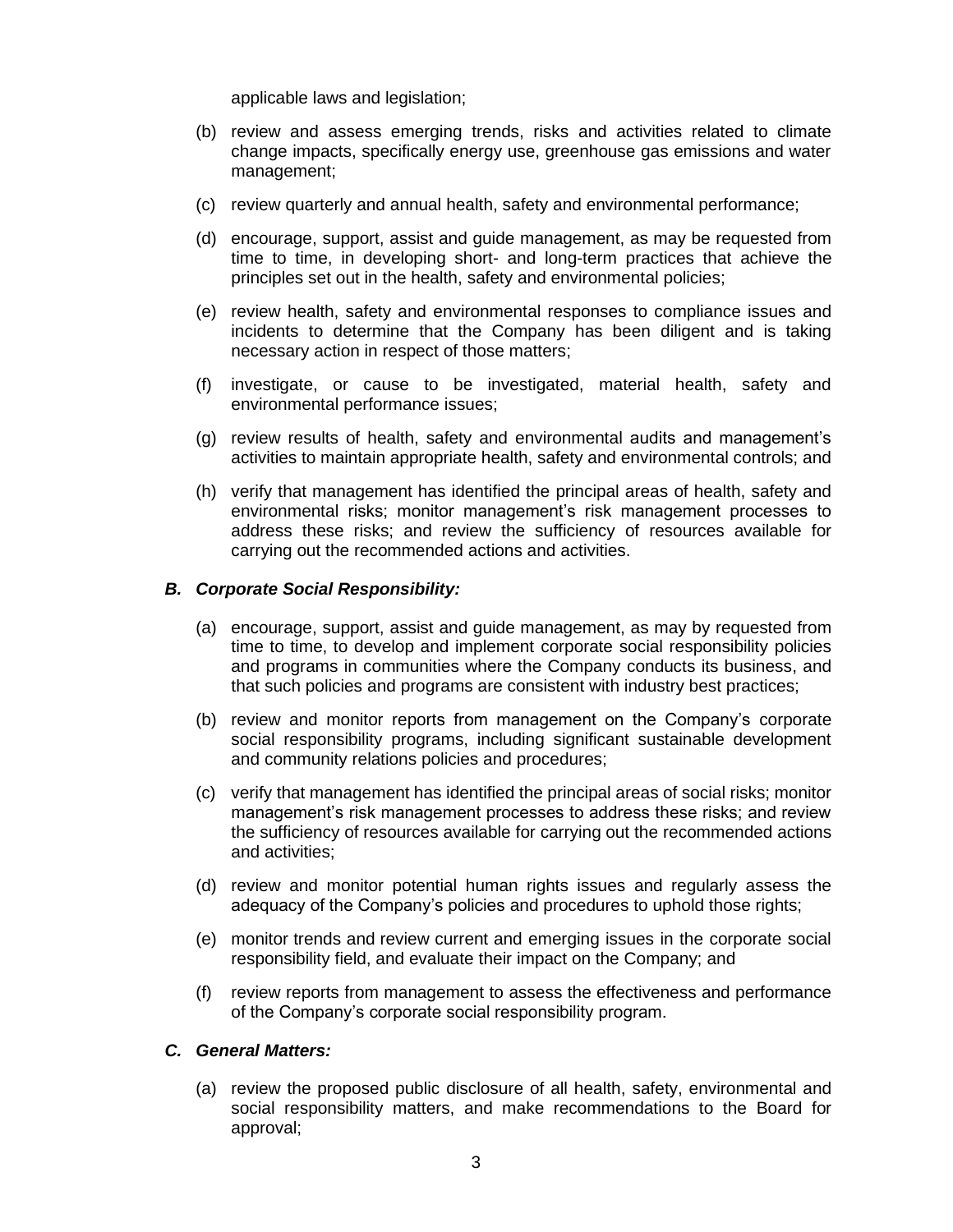applicable laws and legislation;

(b) review and assess emerging trends, risks and activities related to climate change impacts, specifically energy use, greenhouse gas emissions and water management;

(c) review quarterly and annual health, safety and environmental performance;

(d) encourage, support, assist and guide management, as may be requested from time to time, in developing short- and long-term practices that achieve the principles set out in the health, safety and environmental policies;

(e) review health, safety and environmental responses to compliance issues and incidents to determine that the Company has been diligent and is taking necessary action in respect of those matters;

(f) investigate, or cause to be investigated, material health, safety and environmental performance issues;

(g) review results of health, safety and environmental audits and management's activities to maintain appropriate health, safety and environmental controls; and

(h) verify that management has identified the principal areas of health, safety and environmental risks; monitor management's risk management processes to address these risks; and review the sufficiency of resources available for carrying out the recommended actions and activities.

### *B. Corporate Social Responsibility:*

(a) encourage, support, assist and guide management, as may by requested from time to time, to develop and implement corporate social responsibility policies and programs in communities where the Company conducts its business, and that such policies and programs are consistent with industry best practices;

(b) review and monitor reports from management on the Company's corporate social responsibility programs, including significant sustainable development and community relations policies and procedures;

(c) verify that management has identified the principal areas of social risks; monitor management's risk management processes to address these risks; and review the sufficiency of resources available for carrying out the recommended actions and activities;

(d) review and monitor potential human rights issues and regularly assess the adequacy of the Company's policies and procedures to uphold those rights;

(e) monitor trends and review current and emerging issues in the corporate social responsibility field, and evaluate their impact on the Company; and

(f) review reports from management to assess the effectiveness and performance of the Company's corporate social responsibility program.

### *C. General Matters:*

(a) review the proposed public disclosure of all health, safety, environmental and social responsibility matters, and make recommendations to the Board for approval;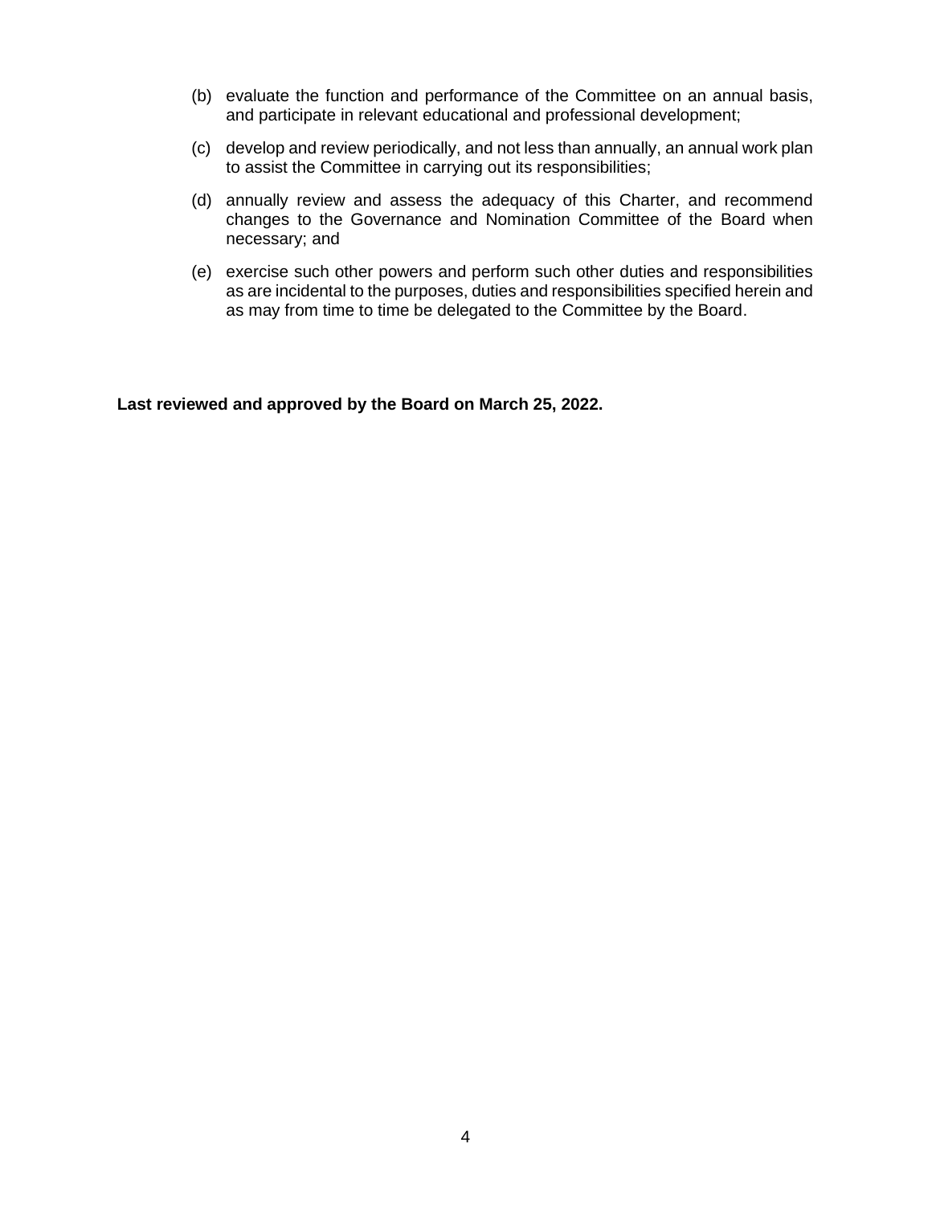(b) evaluate the function and performance of the Committee on an annual basis, and participate in relevant educational and professional development;

(c) develop and review periodically, and not less than annually, an annual work plan to assist the Committee in carrying out its responsibilities;

(d) annually review and assess the adequacy of this Charter, and recommend changes to the Governance and Nomination Committee of the Board when necessary; and

(e) exercise such other powers and perform such other duties and responsibilities as are incidental to the purposes, duties and responsibilities specified herein and as may from time to time be delegated to the Committee by the Board.

**Last reviewed and approved by the Board on March 25, 2022.**